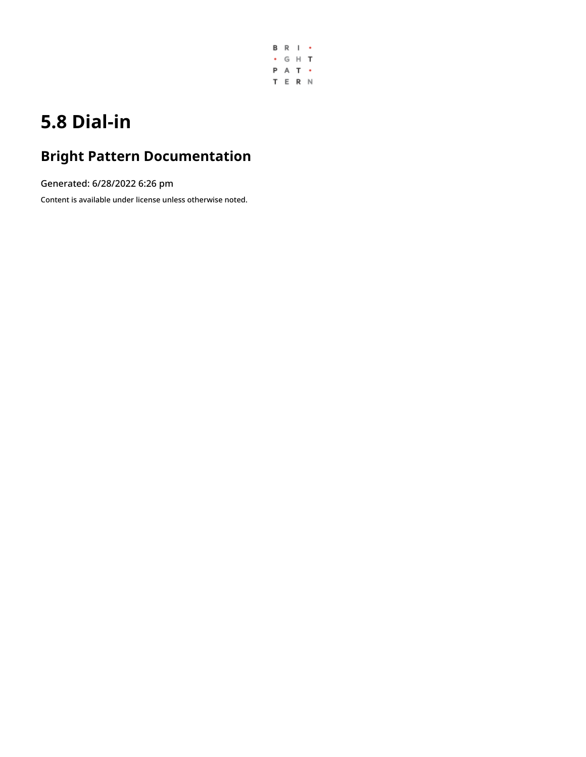# 5.8 Dial-in

## Bright Pattern Documentation

Generated: 6/28/2022 6:26 pm

Content is available under license unless otherwise noted.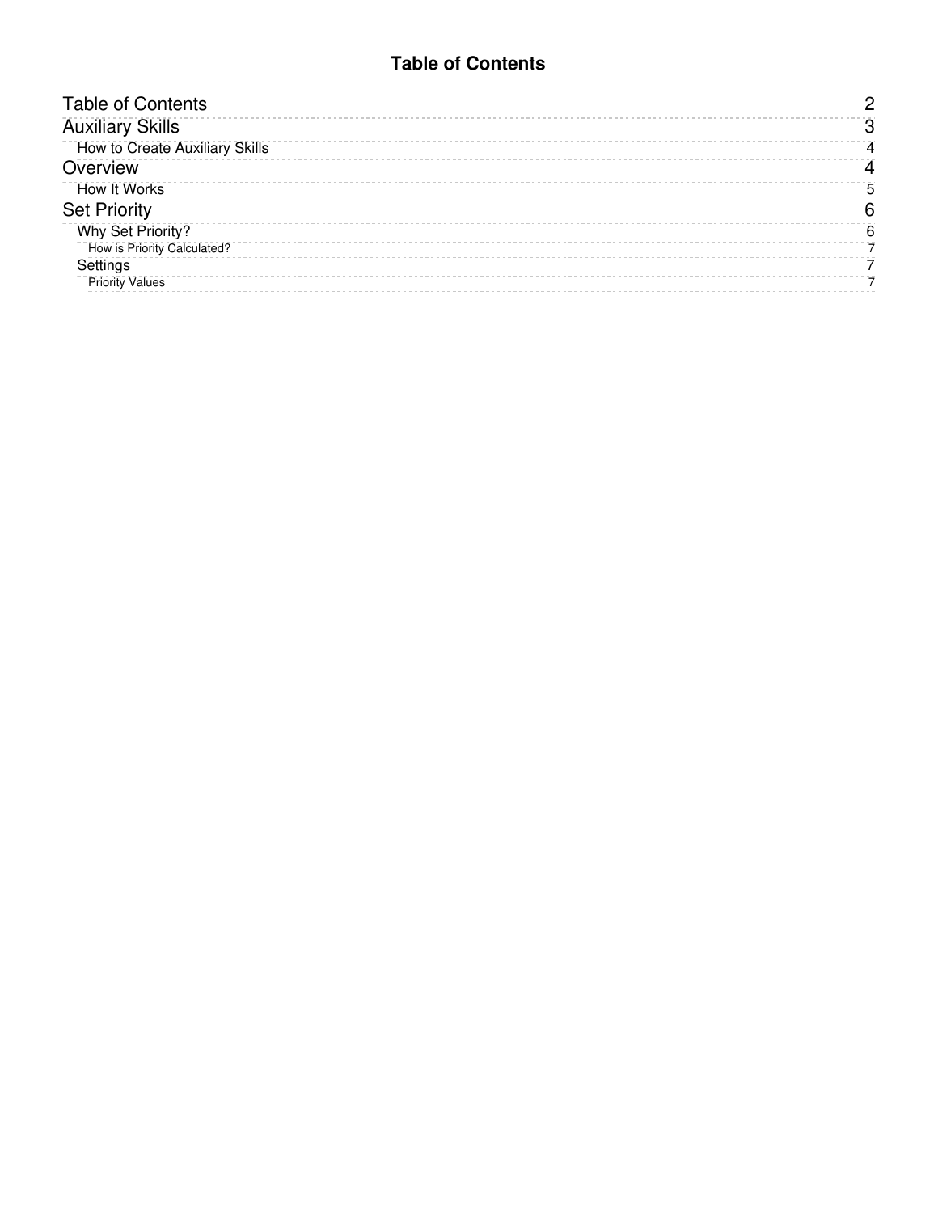# Table of Contents

- Table of Contents 2
- Auxiliary Skills 3
  - How to Create Auxiliary Skills 4
- Overview 4
  - How It Works 5
- Set Priority 6
  - Why Set Priority? 6
    - How is Priority Calculated? 7
  - Settings 7
    - Priority Values 7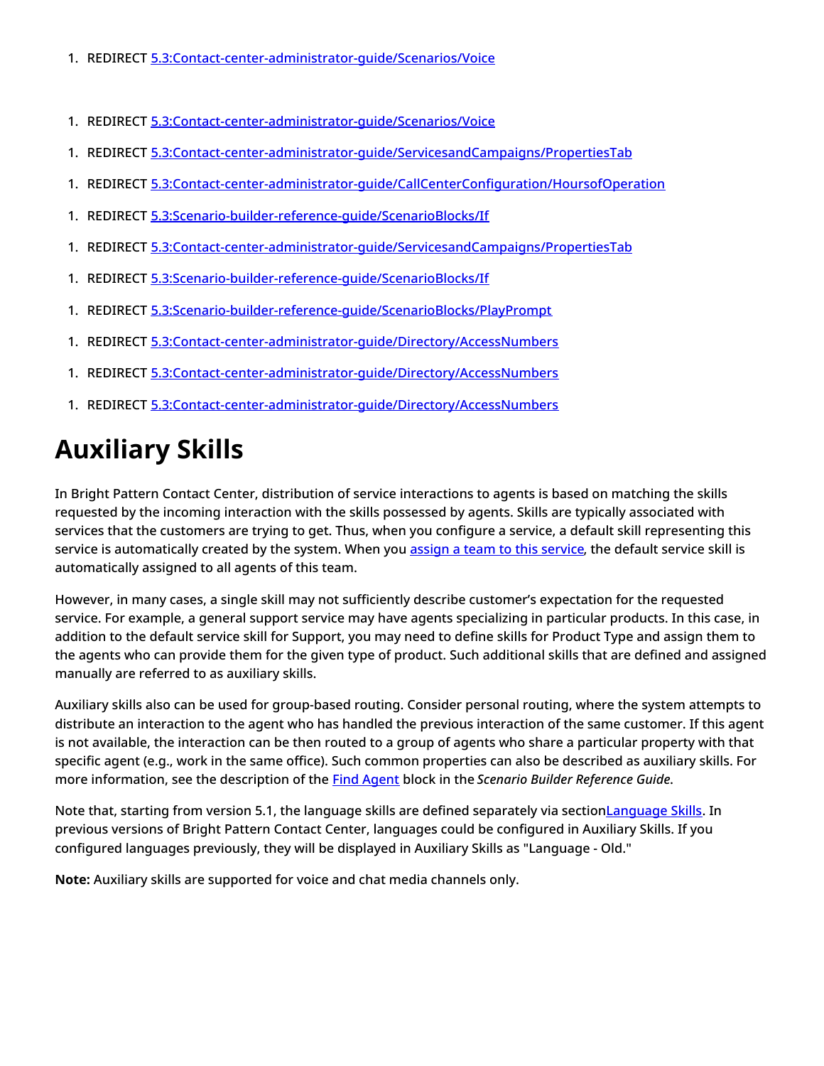1. REDIRECT [5.3:Contact-center-administrator-guide/Scenarios/Voice]()

1. REDIRECT [5.3:Contact-center-administrator-guide/Scenarios/Voice]()

1. REDIRECT [5.3:Contact-center-administrator-guide/ServicesandCampaigns/PropertiesTab]()

1. REDIRECT [5.3:Contact-center-administrator-guide/CallCenterConfiguration/HoursofOperation]()

1. REDIRECT [5.3:Scenario-builder-reference-guide/ScenarioBlocks/If]()

1. REDIRECT [5.3:Contact-center-administrator-guide/ServicesandCampaigns/PropertiesTab]()

1. REDIRECT [5.3:Scenario-builder-reference-guide/ScenarioBlocks/If]()

1. REDIRECT [5.3:Scenario-builder-reference-guide/ScenarioBlocks/PlayPrompt]()

1. REDIRECT [5.3:Contact-center-administrator-guide/Directory/AccessNumbers]()

1. REDIRECT [5.3:Contact-center-administrator-guide/Directory/AccessNumbers]()

1. REDIRECT [5.3:Contact-center-administrator-guide/Directory/AccessNumbers]()

# Auxiliary Skills

In Bright Pattern Contact Center, distribution of service interactions to agents is based on matching the skills requested by the incoming interaction with the skills possessed by agents. Skills are typically associated with services that the customers are trying to get. Thus, when you configure a service, a default skill representing this service is automatically created by the system. When you [assign a team to this service](), the default service skill is automatically assigned to all agents of this team.

However, in many cases, a single skill may not sufficiently describe customer's expectation for the requested service. For example, a general support service may have agents specializing in particular products. In this case, in addition to the default service skill for Support, you may need to define skills for Product Type and assign them to the agents who can provide them for the given type of product. Such additional skills that are defined and assigned manually are referred to as auxiliary skills.

Auxiliary skills also can be used for group-based routing. Consider personal routing, where the system attempts to distribute an interaction to the agent who has handled the previous interaction of the same customer. If this agent is not available, the interaction can be then routed to a group of agents who share a particular property with that specific agent (e.g., work in the same office). Such common properties can also be described as auxiliary skills. For more information, see the description of the [Find Agent]() block in the *Scenario Builder Reference Guide*.

Note that, starting from version 5.1, the language skills are defined separately via section[Language Skills](). In previous versions of Bright Pattern Contact Center, languages could be configured in Auxiliary Skills. If you configured languages previously, they will be displayed in Auxiliary Skills as "Language - Old."

**Note:** Auxiliary skills are supported for voice and chat media channels only.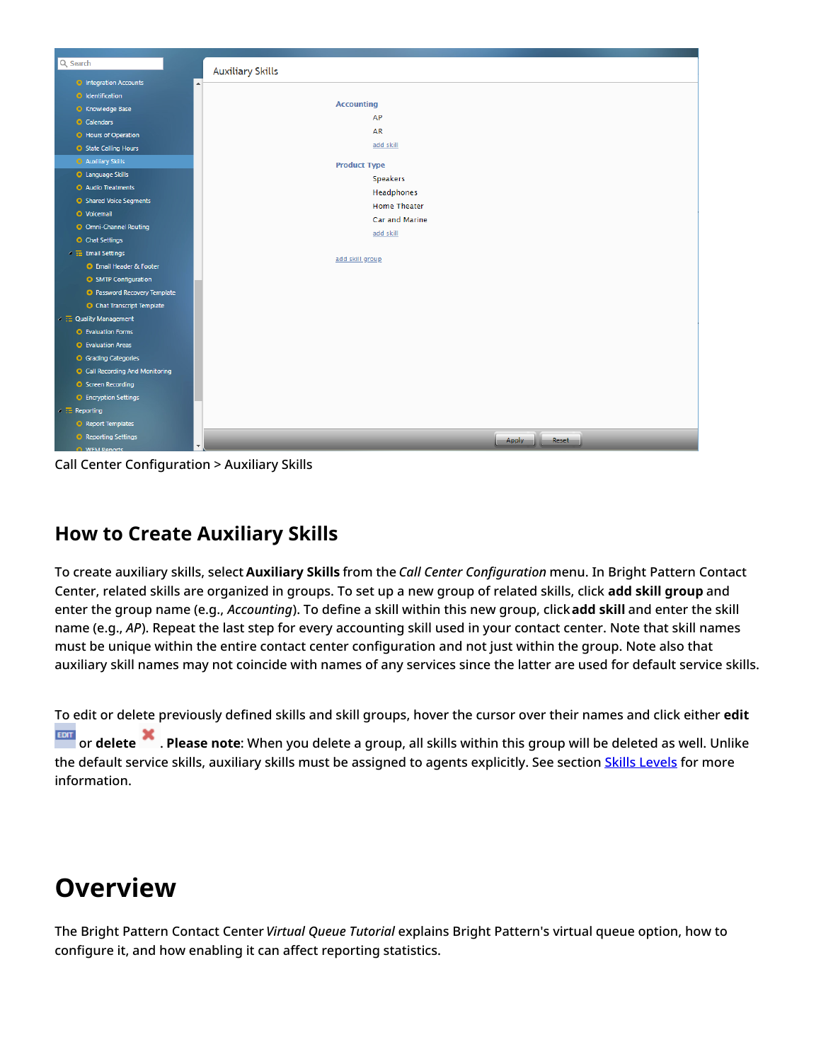Call Center Configuration > Auxiliary Skills

## How to Create Auxiliary Skills

To create auxiliary skills, select **Auxiliary Skills** from the *Call Center Configuration* menu. In Bright Pattern Contact Center, related skills are organized in groups. To set up a new group of related skills, click **add skill group** and enter the group name (e.g., *Accounting*). To define a skill within this new group, click **add skill** and enter the skill name (e.g., *AP*). Repeat the last step for every accounting skill used in your contact center. Note that skill names must be unique within the entire contact center configuration and not just within the group. Note also that auxiliary skill names may not coincide with names of any services since the latter are used for default service skills.

To edit or delete previously defined skills and skill groups, hover the cursor over their names and click either **edit** or **delete**. **Please note**: When you delete a group, all skills within this group will be deleted as well. Unlike the default service skills, auxiliary skills must be assigned to agents explicitly. See section Skills Levels for more information.

# Overview

The Bright Pattern Contact Center *Virtual Queue Tutorial* explains Bright Pattern's virtual queue option, how to configure it, and how enabling it can affect reporting statistics.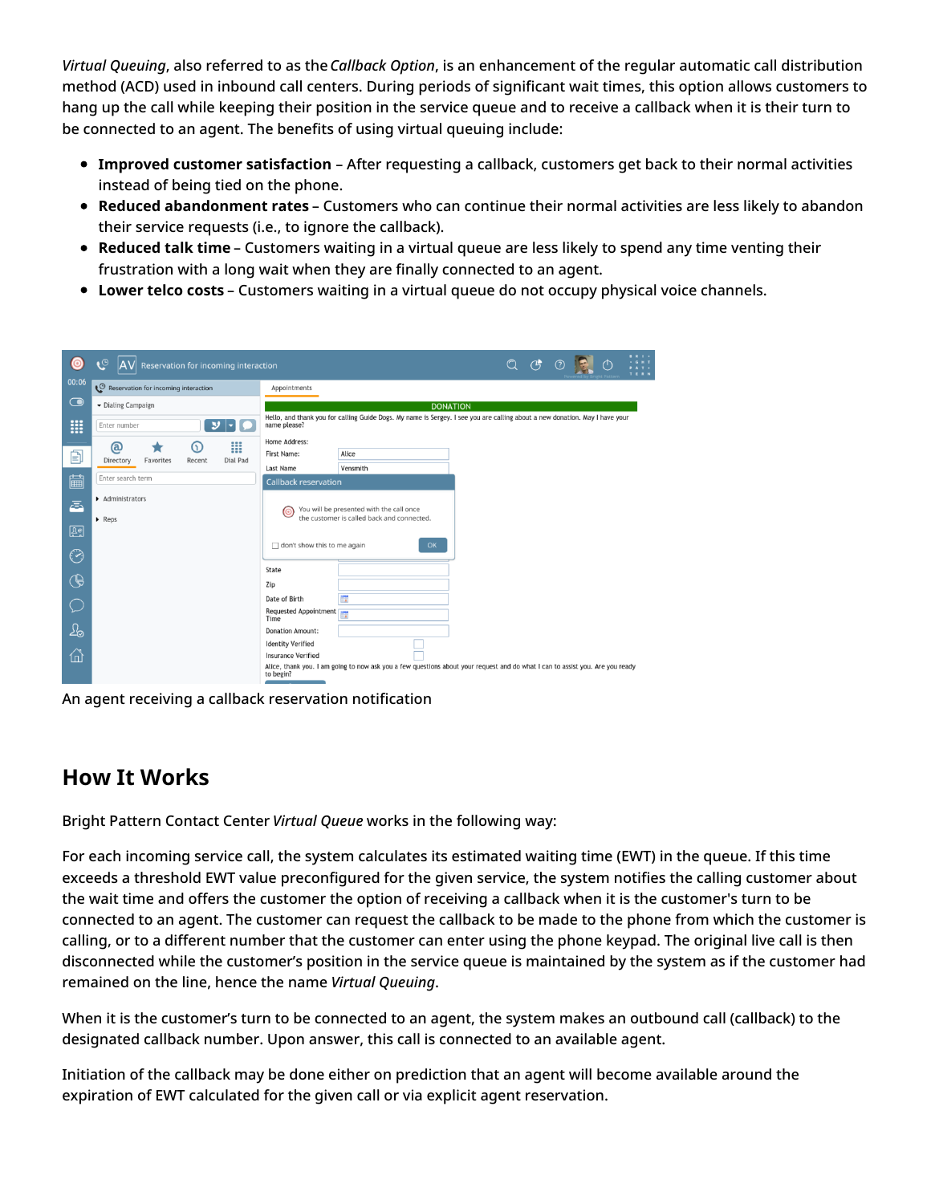*Virtual Queuing*, also referred to as the *Callback Option*, is an enhancement of the regular automatic call distribution method (ACD) used in inbound call centers. During periods of significant wait times, this option allows customers to hang up the call while keeping their position in the service queue and to receive a callback when it is their turn to be connected to an agent. The benefits of using virtual queuing include:

- **Improved customer satisfaction** – After requesting a callback, customers get back to their normal activities instead of being tied on the phone.
- **Reduced abandonment rates** – Customers who can continue their normal activities are less likely to abandon their service requests (i.e., to ignore the callback).
- **Reduced talk time** – Customers waiting in a virtual queue are less likely to spend any time venting their frustration with a long wait when they are finally connected to an agent.
- **Lower telco costs** – Customers waiting in a virtual queue do not occupy physical voice channels.

An agent receiving a callback reservation notification

## How It Works

Bright Pattern Contact Center *Virtual Queue* works in the following way:

For each incoming service call, the system calculates its estimated waiting time (EWT) in the queue. If this time exceeds a threshold EWT value preconfigured for the given service, the system notifies the calling customer about the wait time and offers the customer the option of receiving a callback when it is the customer's turn to be connected to an agent. The customer can request the callback to be made to the phone from which the customer is calling, or to a different number that the customer can enter using the phone keypad. The original live call is then disconnected while the customer's position in the service queue is maintained by the system as if the customer had remained on the line, hence the name *Virtual Queuing*.

When it is the customer's turn to be connected to an agent, the system makes an outbound call (callback) to the designated callback number. Upon answer, this call is connected to an available agent.

Initiation of the callback may be done either on prediction that an agent will become available around the expiration of EWT calculated for the given call or via explicit agent reservation.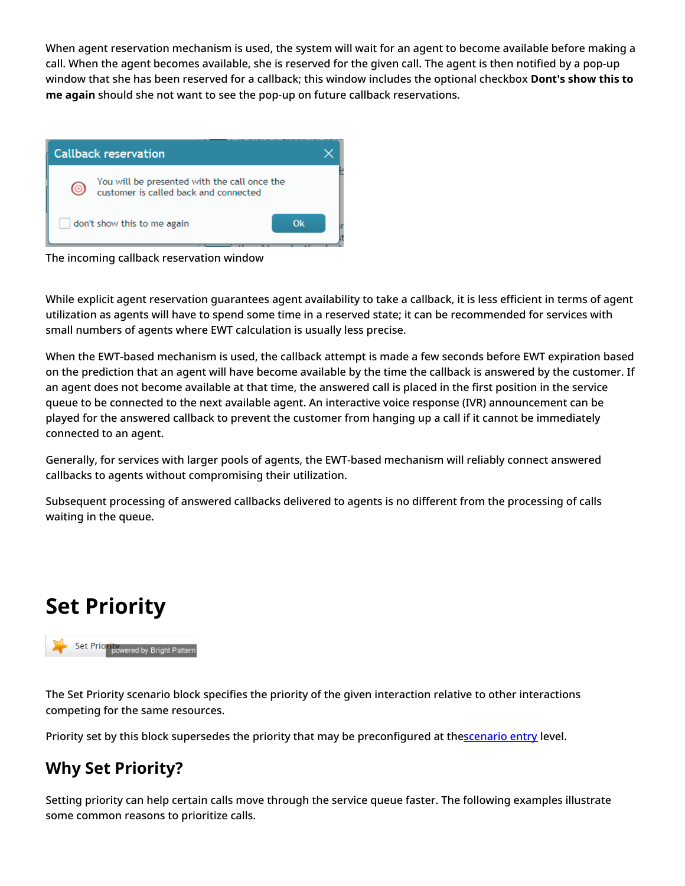When agent reservation mechanism is used, the system will wait for an agent to become available before making a call. When the agent becomes available, she is reserved for the given call. The agent is then notified by a pop-up window that she has been reserved for a callback; this window includes the optional checkbox **Dont's show this to me again** should she not want to see the pop-up on future callback reservations.

The incoming callback reservation window

While explicit agent reservation guarantees agent availability to take a callback, it is less efficient in terms of agent utilization as agents will have to spend some time in a reserved state; it can be recommended for services with small numbers of agents where EWT calculation is usually less precise.

When the EWT-based mechanism is used, the callback attempt is made a few seconds before EWT expiration based on the prediction that an agent will have become available by the time the callback is answered by the customer. If an agent does not become available at that time, the answered call is placed in the first position in the service queue to be connected to the next available agent. An interactive voice response (IVR) announcement can be played for the answered callback to prevent the customer from hanging up a call if it cannot be immediately connected to an agent.

Generally, for services with larger pools of agents, the EWT-based mechanism will reliably connect answered callbacks to agents without compromising their utilization.

Subsequent processing of answered callbacks delivered to agents is no different from the processing of calls waiting in the queue.

# Set Priority

The Set Priority scenario block specifies the priority of the given interaction relative to other interactions competing for the same resources.

Priority set by this block supersedes the priority that may be preconfigured at the scenario entry level.

## Why Set Priority?

Setting priority can help certain calls move through the service queue faster. The following examples illustrate some common reasons to prioritize calls.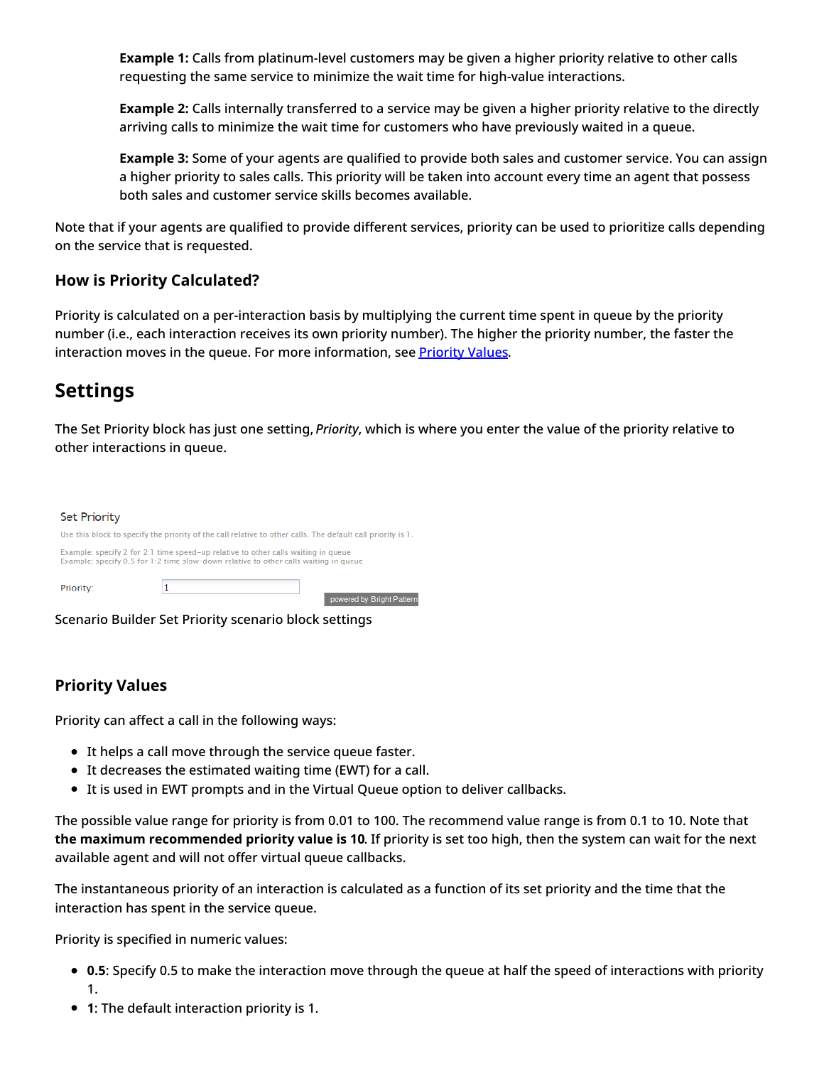**Example 1:** Calls from platinum-level customers may be given a higher priority relative to other calls requesting the same service to minimize the wait time for high-value interactions.

**Example 2:** Calls internally transferred to a service may be given a higher priority relative to the directly arriving calls to minimize the wait time for customers who have previously waited in a queue.

**Example 3:** Some of your agents are qualified to provide both sales and customer service. You can assign a higher priority to sales calls. This priority will be taken into account every time an agent that possess both sales and customer service skills becomes available.

Note that if your agents are qualified to provide different services, priority can be used to prioritize calls depending on the service that is requested.

### How is Priority Calculated?

Priority is calculated on a per-interaction basis by multiplying the current time spent in queue by the priority number (i.e., each interaction receives its own priority number). The higher the priority number, the faster the interaction moves in the queue. For more information, see [Priority Values](#).

## Settings

The Set Priority block has just one setting, *Priority*, which is where you enter the value of the priority relative to other interactions in queue.

Set Priority

Use this block to specify the priority of the call relative to other calls. The default call priority is 1.

Example: specify 2 for 2:1 time speed-up relative to other calls waiting in queue
Example: specify 0.5 for 1:2 time slow-down relative to other calls waiting in queue

Priority: 1

powered by Bright Pattern

Scenario Builder Set Priority scenario block settings

### Priority Values

Priority can affect a call in the following ways:

- It helps a call move through the service queue faster.
- It decreases the estimated waiting time (EWT) for a call.
- It is used in EWT prompts and in the Virtual Queue option to deliver callbacks.

The possible value range for priority is from 0.01 to 100. The recommend value range is from 0.1 to 10. Note that **the maximum recommended priority value is 10**. If priority is set too high, then the system can wait for the next available agent and will not offer virtual queue callbacks.

The instantaneous priority of an interaction is calculated as a function of its set priority and the time that the interaction has spent in the service queue.

Priority is specified in numeric values:

- **0.5**: Specify 0.5 to make the interaction move through the queue at half the speed of interactions with priority 1.
- **1**: The default interaction priority is 1.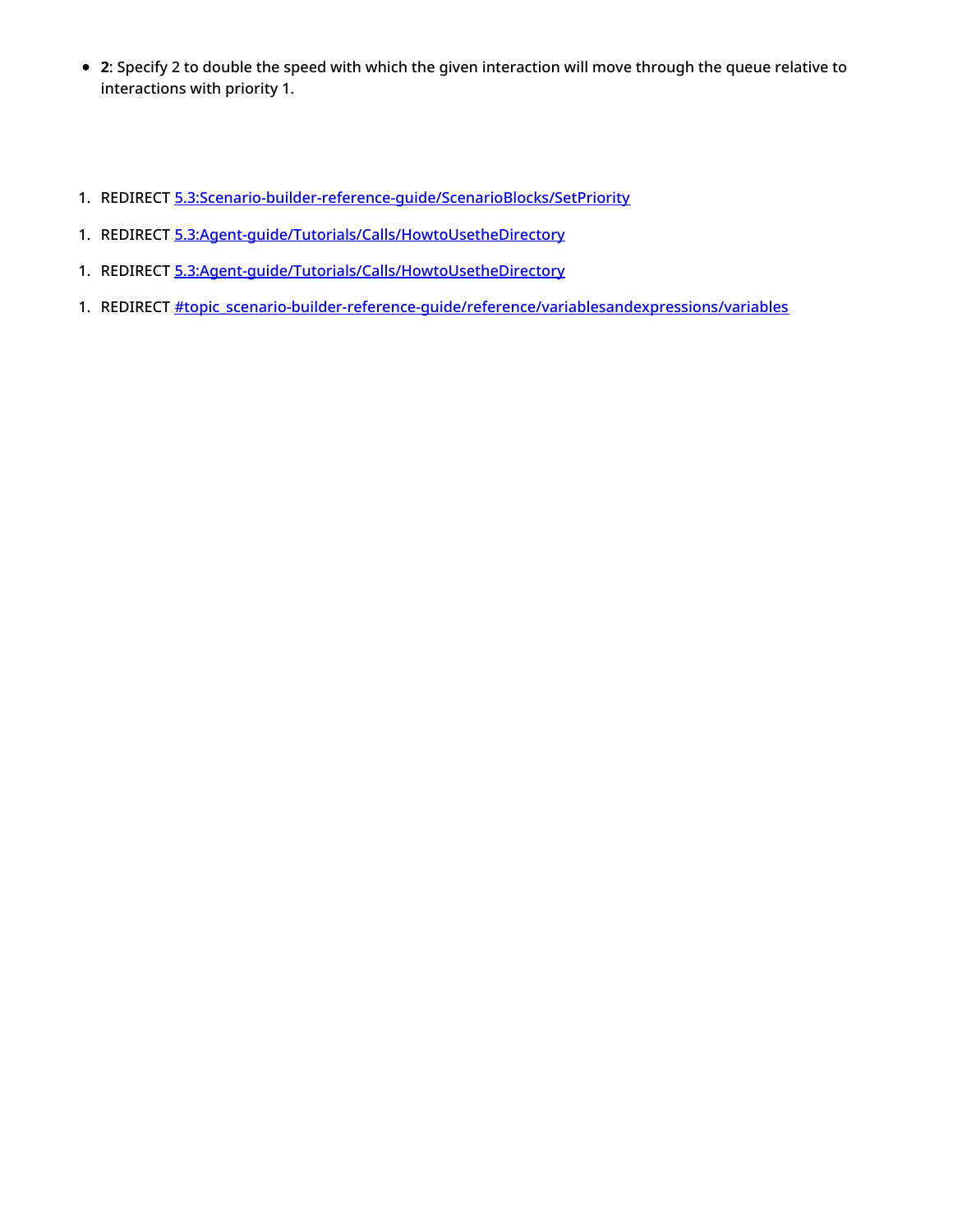- **2**: Specify 2 to double the speed with which the given interaction will move through the queue relative to interactions with priority 1.

1. REDIRECT [5.3:Scenario-builder-reference-guide/ScenarioBlocks/SetPriority]()

1. REDIRECT [5.3:Agent-guide/Tutorials/Calls/HowtoUsetheDirectory]()

1. REDIRECT [5.3:Agent-guide/Tutorials/Calls/HowtoUsetheDirectory]()

1. REDIRECT [#topic_scenario-builder-reference-guide/reference/variablesandexpressions/variables]()